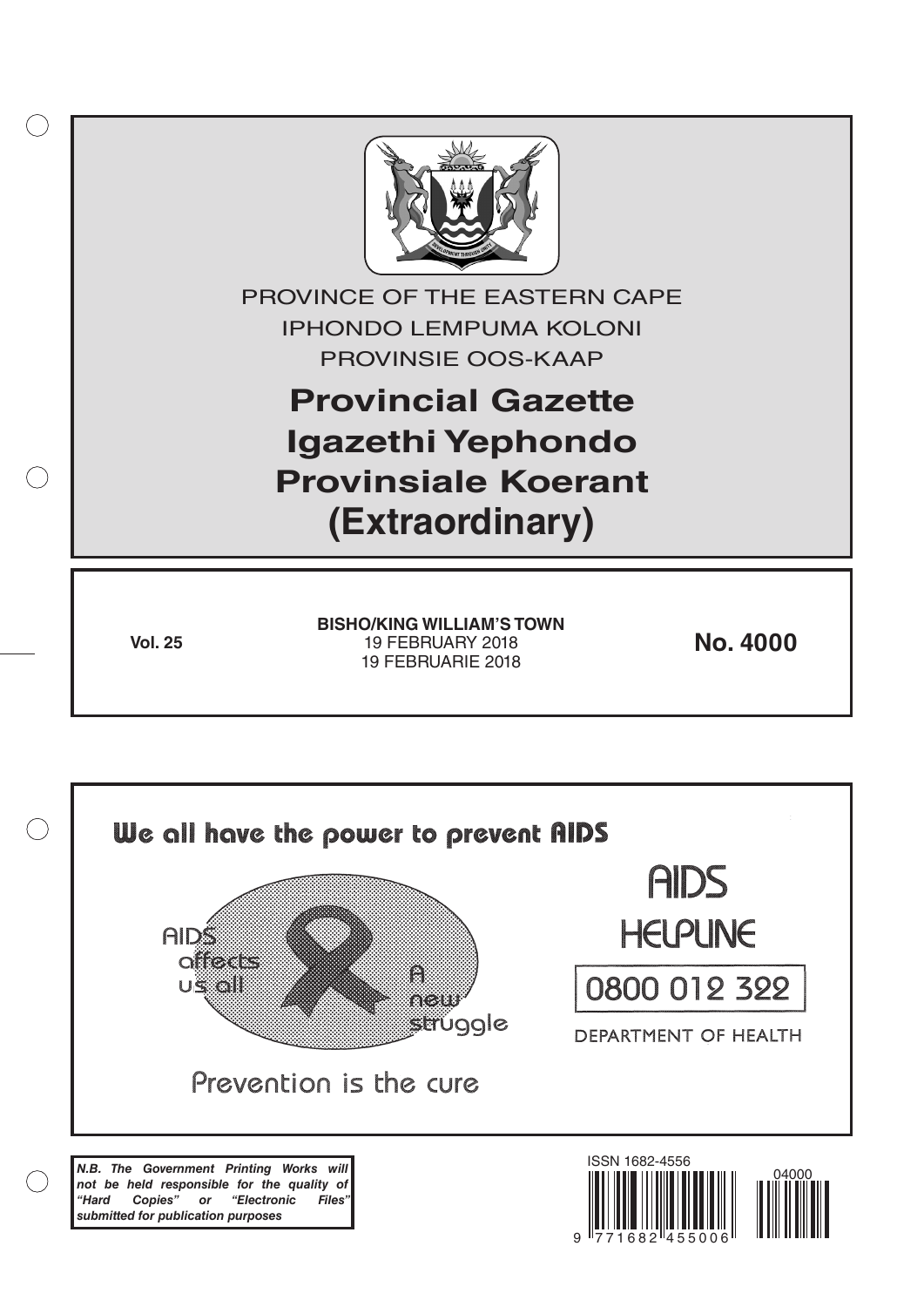PROVINCE OF THE EASTERN CAPE

IPHONDO LEMPUMA KOLONI

PROVINSIE OOS-KAAP

# Provincial Gazette
# Igazethi Yephondo
# Provinsiale Koerant
# (Extraordinary)

**Vol. 25**

**BISHO/KING WILLIAM'S TOWN**
19 FEBRUARY 2018
19 FEBRUARIE 2018

**No. 4000**

**We all have the power to prevent AIDS**

AIDS affects us all

A new struggle

Prevention is the cure

AIDS HELPLINE

0800 012 322

DEPARTMENT OF HEALTH

***N.B. The Government Printing Works will not be held responsible for the quality of "Hard Copies" or "Electronic Files" submitted for publication purposes***

ISSN 1682-4556

04000

9 771682 455006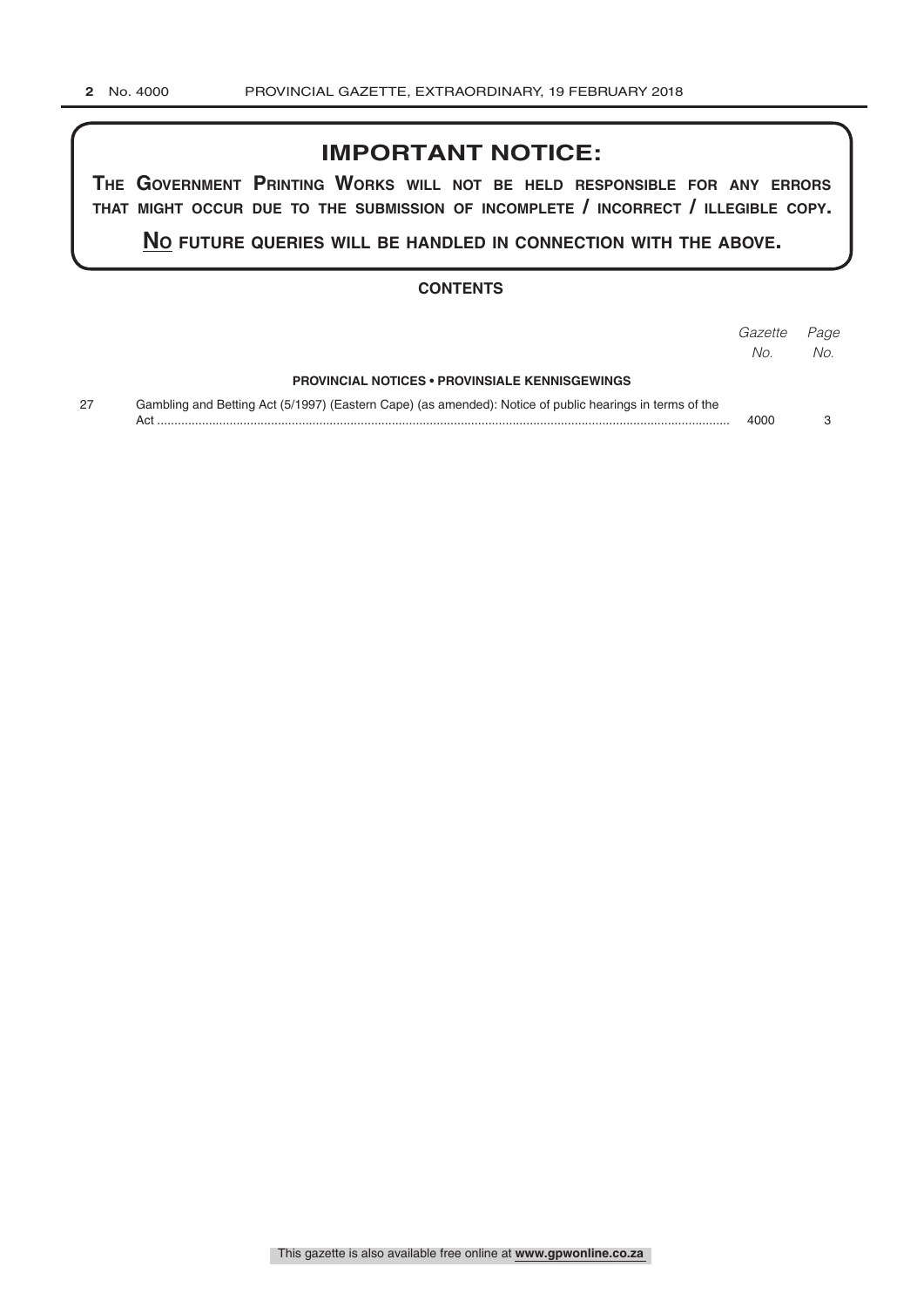## IMPORTANT NOTICE:

**The Government Printing Works will not be held responsible for any errors that might occur due to the submission of incomplete / incorrect / illegible copy.**

**No future queries will be handled in connection with the above.**

### CONTENTS

| | | *Gazette No.* | *Page No.* |
|---|---|---|---|
| | **PROVINCIAL NOTICES • PROVINSIALE KENNISGEWINGS** | | |
| 27 | Gambling and Betting Act (5/1997) (Eastern Cape) (as amended): Notice of public hearings in terms of the Act | 4000 | 3 |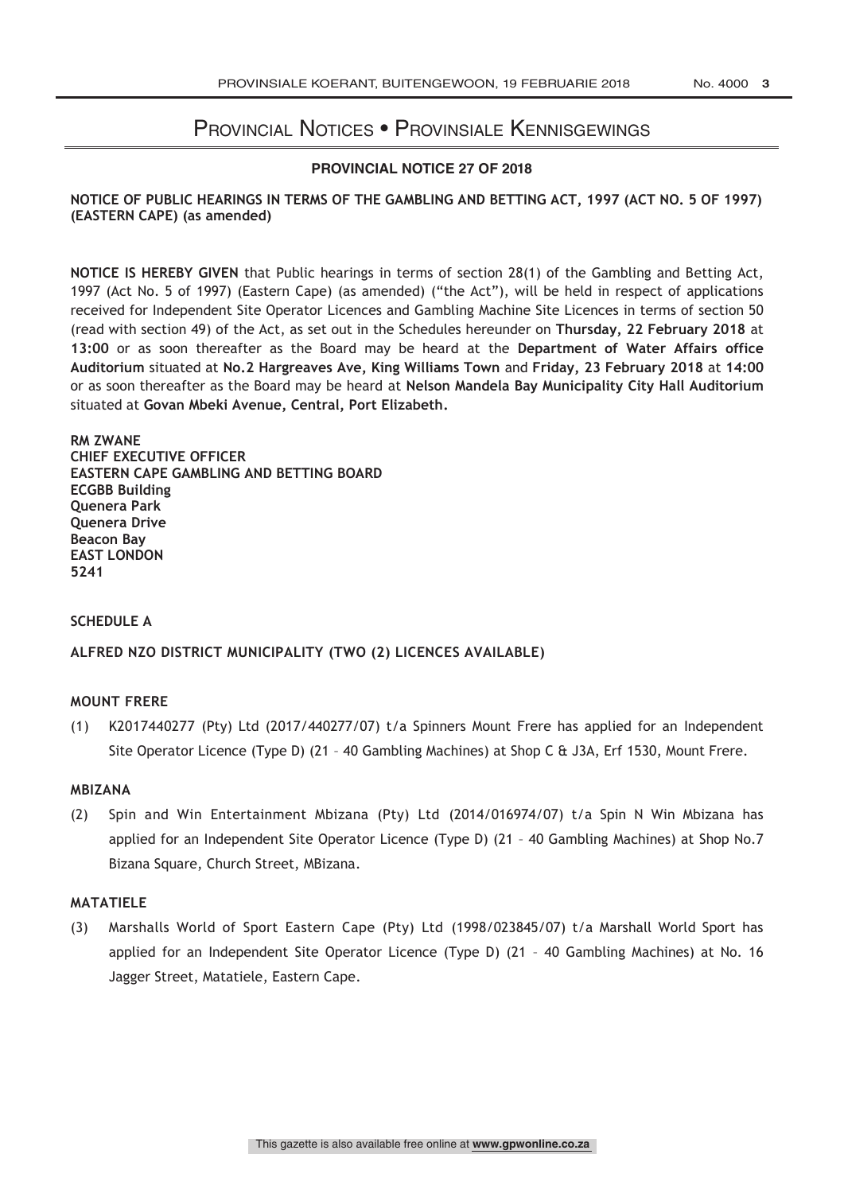# Provincial Notices • Provinsiale Kennisgewings

## PROVINCIAL NOTICE 27 OF 2018

**NOTICE OF PUBLIC HEARINGS IN TERMS OF THE GAMBLING AND BETTING ACT, 1997 (ACT NO. 5 OF 1997) (EASTERN CAPE) (as amended)**

**NOTICE IS HEREBY GIVEN** that Public hearings in terms of section 28(1) of the Gambling and Betting Act, 1997 (Act No. 5 of 1997) (Eastern Cape) (as amended) ("the Act"), will be held in respect of applications received for Independent Site Operator Licences and Gambling Machine Site Licences in terms of section 50 (read with section 49) of the Act, as set out in the Schedules hereunder on **Thursday, 22 February 2018** at **13:00** or as soon thereafter as the Board may be heard at the **Department of Water Affairs office Auditorium** situated at **No.2 Hargreaves Ave, King Williams Town** and **Friday, 23 February 2018** at **14:00** or as soon thereafter as the Board may be heard at **Nelson Mandela Bay Municipality City Hall Auditorium** situated at **Govan Mbeki Avenue, Central, Port Elizabeth.**

**RM ZWANE**
**CHIEF EXECUTIVE OFFICER**
**EASTERN CAPE GAMBLING AND BETTING BOARD**
**ECGBB Building**
**Quenera Park**
**Quenera Drive**
**Beacon Bay**
**EAST LONDON**
**5241**

**SCHEDULE A**

**ALFRED NZO DISTRICT MUNICIPALITY (TWO (2) LICENCES AVAILABLE)**

**MOUNT FRERE**

(1) K2017440277 (Pty) Ltd (2017/440277/07) t/a Spinners Mount Frere has applied for an Independent Site Operator Licence (Type D) (21 – 40 Gambling Machines) at Shop C & J3A, Erf 1530, Mount Frere.

**MBIZANA**

(2) Spin and Win Entertainment Mbizana (Pty) Ltd (2014/016974/07) t/a Spin N Win Mbizana has applied for an Independent Site Operator Licence (Type D) (21 – 40 Gambling Machines) at Shop No.7 Bizana Square, Church Street, MBizana.

**MATATIELE**

(3) Marshalls World of Sport Eastern Cape (Pty) Ltd (1998/023845/07) t/a Marshall World Sport has applied for an Independent Site Operator Licence (Type D) (21 – 40 Gambling Machines) at No. 16 Jagger Street, Matatiele, Eastern Cape.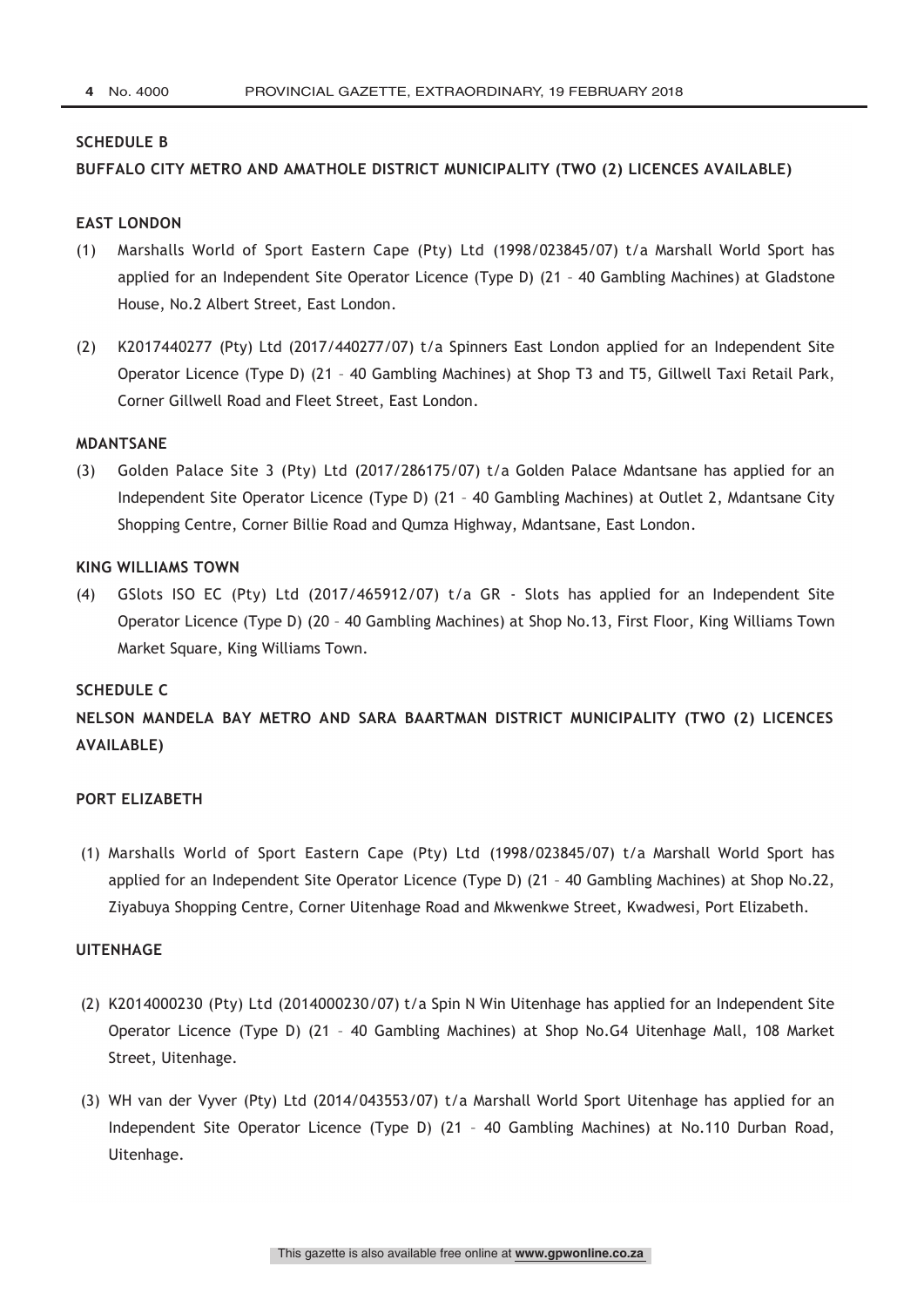## SCHEDULE B

### BUFFALO CITY METRO AND AMATHOLE DISTRICT MUNICIPALITY (TWO (2) LICENCES AVAILABLE)

#### EAST LONDON

(1) Marshalls World of Sport Eastern Cape (Pty) Ltd (1998/023845/07) t/a Marshall World Sport has applied for an Independent Site Operator Licence (Type D) (21 – 40 Gambling Machines) at Gladstone House, No.2 Albert Street, East London.

(2) K2017440277 (Pty) Ltd (2017/440277/07) t/a Spinners East London applied for an Independent Site Operator Licence (Type D) (21 – 40 Gambling Machines) at Shop T3 and T5, Gillwell Taxi Retail Park, Corner Gillwell Road and Fleet Street, East London.

#### MDANTSANE

(3) Golden Palace Site 3 (Pty) Ltd (2017/286175/07) t/a Golden Palace Mdantsane has applied for an Independent Site Operator Licence (Type D) (21 – 40 Gambling Machines) at Outlet 2, Mdantsane City Shopping Centre, Corner Billie Road and Qumza Highway, Mdantsane, East London.

#### KING WILLIAMS TOWN

(4) GSlots ISO EC (Pty) Ltd (2017/465912/07) t/a GR - Slots has applied for an Independent Site Operator Licence (Type D) (20 – 40 Gambling Machines) at Shop No.13, First Floor, King Williams Town Market Square, King Williams Town.

## SCHEDULE C

### NELSON MANDELA BAY METRO AND SARA BAARTMAN DISTRICT MUNICIPALITY (TWO (2) LICENCES AVAILABLE)

#### PORT ELIZABETH

(1) Marshalls World of Sport Eastern Cape (Pty) Ltd (1998/023845/07) t/a Marshall World Sport has applied for an Independent Site Operator Licence (Type D) (21 – 40 Gambling Machines) at Shop No.22, Ziyabuya Shopping Centre, Corner Uitenhage Road and Mkwenkwe Street, Kwadwesi, Port Elizabeth.

#### UITENHAGE

(2) K2014000230 (Pty) Ltd (2014000230/07) t/a Spin N Win Uitenhage has applied for an Independent Site Operator Licence (Type D) (21 – 40 Gambling Machines) at Shop No.G4 Uitenhage Mall, 108 Market Street, Uitenhage.

(3) WH van der Vyver (Pty) Ltd (2014/043553/07) t/a Marshall World Sport Uitenhage has applied for an Independent Site Operator Licence (Type D) (21 – 40 Gambling Machines) at No.110 Durban Road, Uitenhage.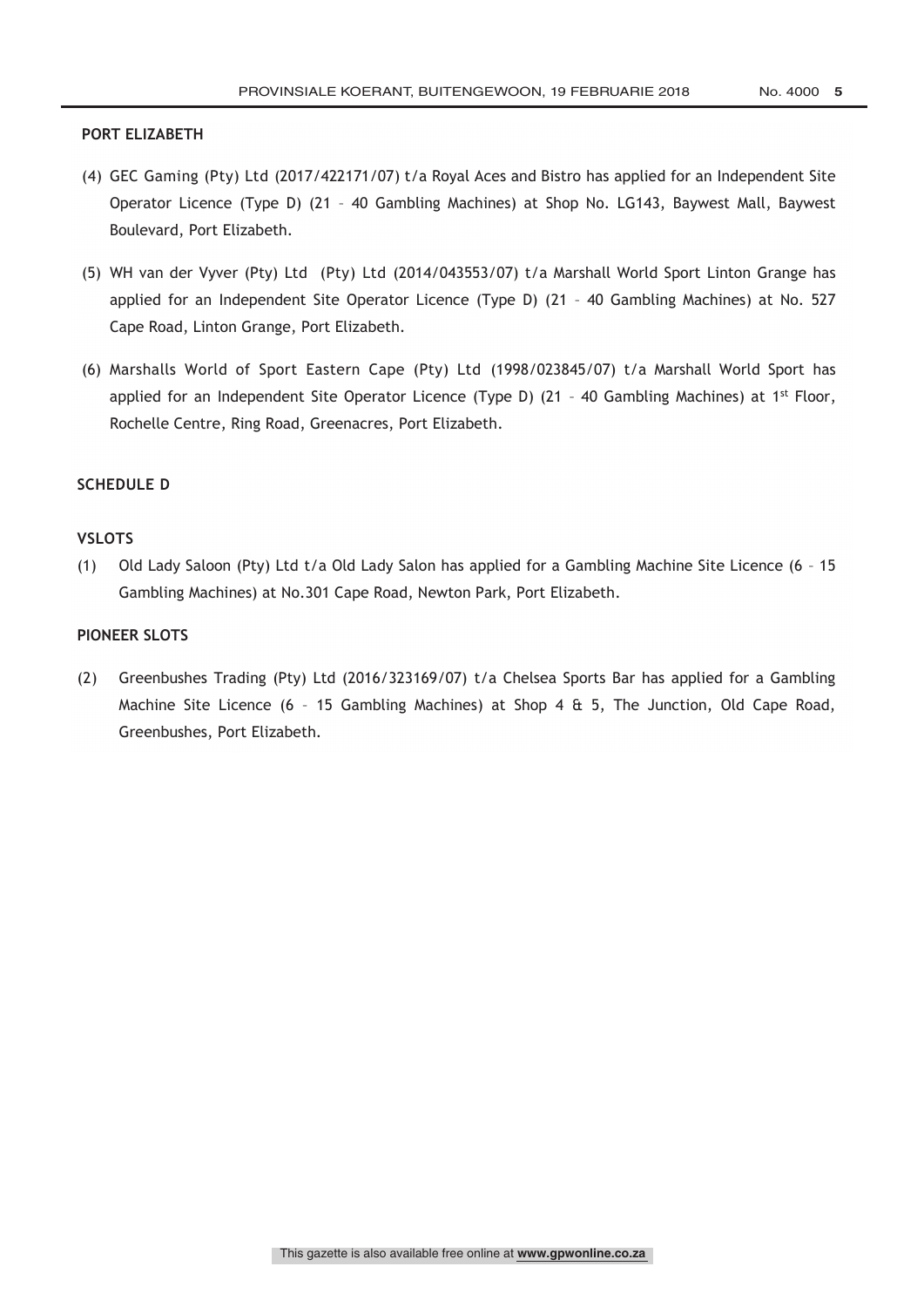**PORT ELIZABETH**

(4) GEC Gaming (Pty) Ltd (2017/422171/07) t/a Royal Aces and Bistro has applied for an Independent Site Operator Licence (Type D) (21 – 40 Gambling Machines) at Shop No. LG143, Baywest Mall, Baywest Boulevard, Port Elizabeth.

(5) WH van der Vyver (Pty) Ltd (Pty) Ltd (2014/043553/07) t/a Marshall World Sport Linton Grange has applied for an Independent Site Operator Licence (Type D) (21 – 40 Gambling Machines) at No. 527 Cape Road, Linton Grange, Port Elizabeth.

(6) Marshalls World of Sport Eastern Cape (Pty) Ltd (1998/023845/07) t/a Marshall World Sport has applied for an Independent Site Operator Licence (Type D) (21 – 40 Gambling Machines) at 1st Floor, Rochelle Centre, Ring Road, Greenacres, Port Elizabeth.

**SCHEDULE D**

**VSLOTS**

(1) Old Lady Saloon (Pty) Ltd t/a Old Lady Salon has applied for a Gambling Machine Site Licence (6 – 15 Gambling Machines) at No.301 Cape Road, Newton Park, Port Elizabeth.

**PIONEER SLOTS**

(2) Greenbushes Trading (Pty) Ltd (2016/323169/07) t/a Chelsea Sports Bar has applied for a Gambling Machine Site Licence (6 – 15 Gambling Machines) at Shop 4 & 5, The Junction, Old Cape Road, Greenbushes, Port Elizabeth.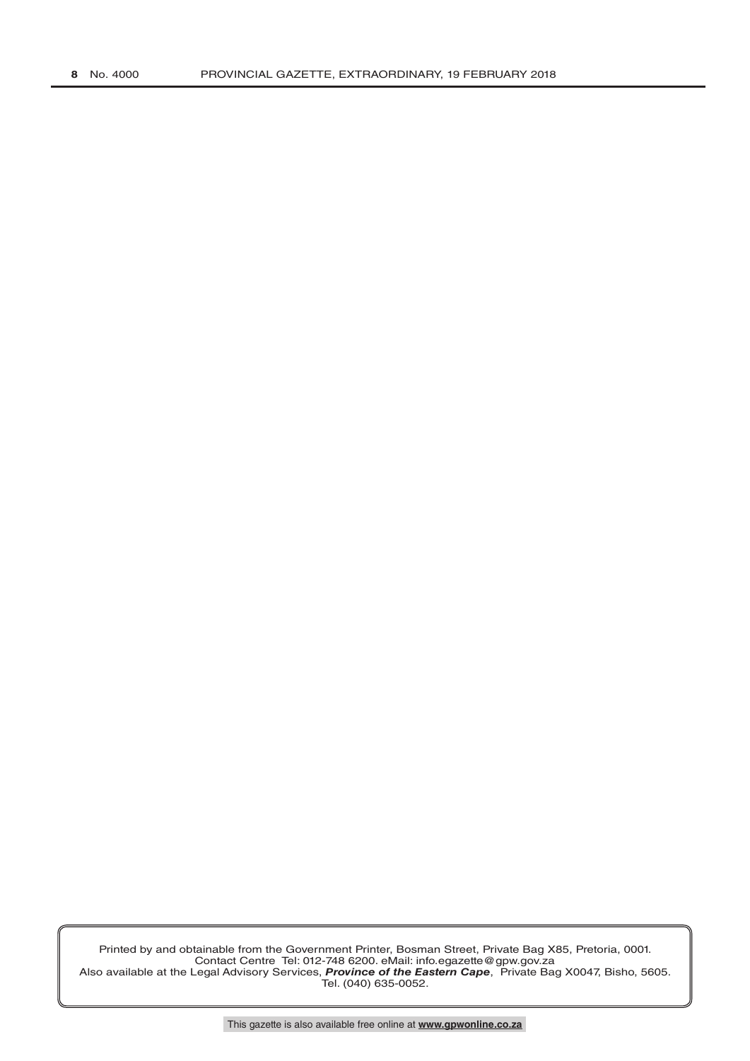Printed by and obtainable from the Government Printer, Bosman Street, Private Bag X85, Pretoria, 0001.
Contact Centre Tel: 012-748 6200. eMail: info.egazette@gpw.gov.za
Also available at the Legal Advisory Services, ***Province of the Eastern Cape***, Private Bag X0047, Bisho, 5605.
Tel. (040) 635-0052.

This gazette is also available free online at **www.gpwonline.co.za**